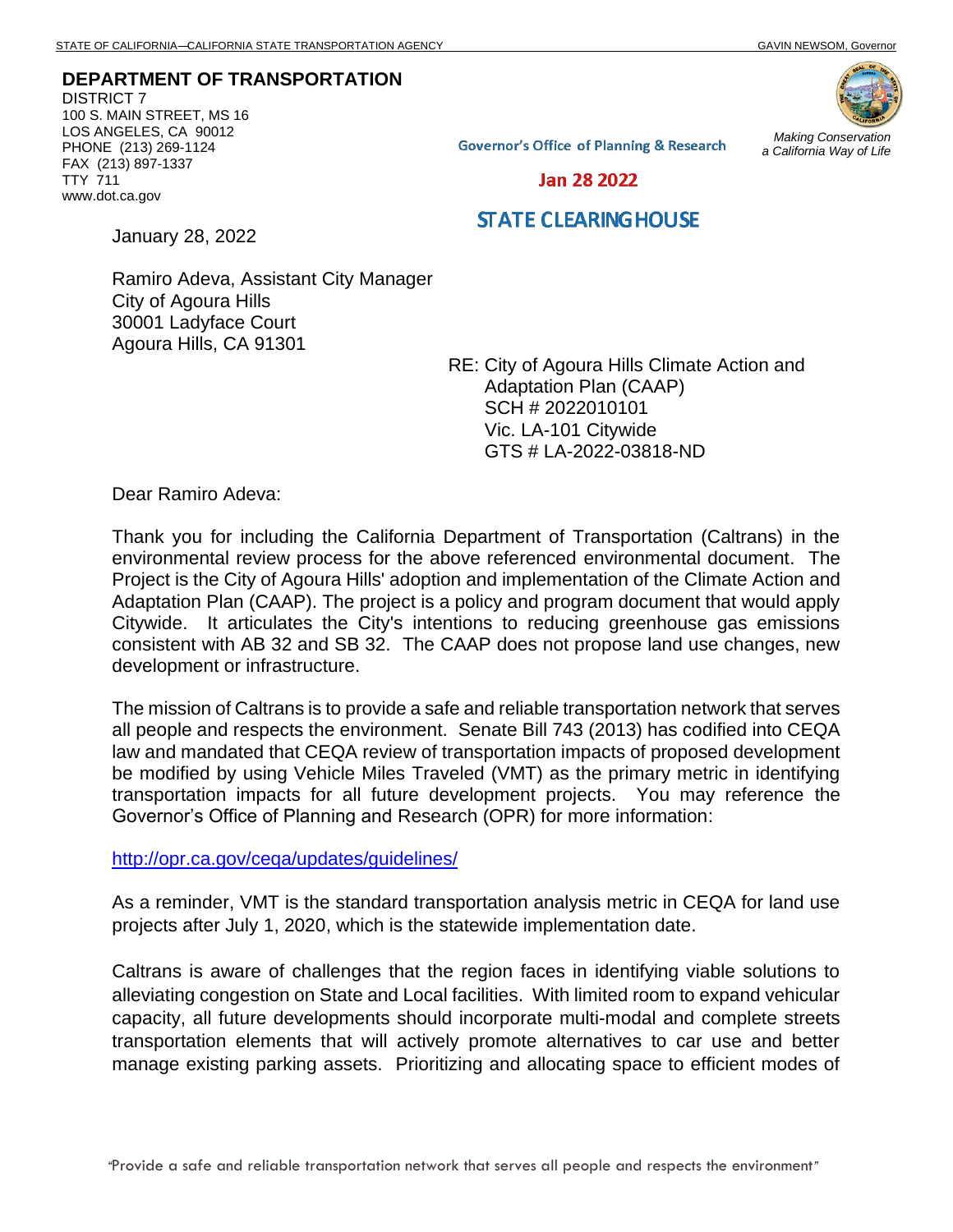STATE OF CALIFORNIA—CALIFORNIA STATE TRANSPORTATION AGENCY GAVIN NEWSOM, Governor

**DEPARTMENT OF TRANSPORTATION**
DISTRICT 7
100 S. MAIN STREET, MS 16
LOS ANGELES, CA 90012
PHONE (213) 269-1124
FAX (213) 897-1337
TTY 711
www.dot.ca.gov

*Making Conservation a California Way of Life*

Governor's Office of Planning & Research

Jan 28 2022

STATE CLEARINGHOUSE

January 28, 2022

Ramiro Adeva, Assistant City Manager
City of Agoura Hills
30001 Ladyface Court
Agoura Hills, CA 91301

RE: City of Agoura Hills Climate Action and Adaptation Plan (CAAP)
SCH # 2022010101
Vic. LA-101 Citywide
GTS # LA-2022-03818-ND

Dear Ramiro Adeva:

Thank you for including the California Department of Transportation (Caltrans) in the environmental review process for the above referenced environmental document. The Project is the City of Agoura Hills' adoption and implementation of the Climate Action and Adaptation Plan (CAAP). The project is a policy and program document that would apply Citywide. It articulates the City's intentions to reducing greenhouse gas emissions consistent with AB 32 and SB 32. The CAAP does not propose land use changes, new development or infrastructure.

The mission of Caltrans is to provide a safe and reliable transportation network that serves all people and respects the environment. Senate Bill 743 (2013) has codified into CEQA law and mandated that CEQA review of transportation impacts of proposed development be modified by using Vehicle Miles Traveled (VMT) as the primary metric in identifying transportation impacts for all future development projects. You may reference the Governor's Office of Planning and Research (OPR) for more information:

http://opr.ca.gov/ceqa/updates/guidelines/

As a reminder, VMT is the standard transportation analysis metric in CEQA for land use projects after July 1, 2020, which is the statewide implementation date.

Caltrans is aware of challenges that the region faces in identifying viable solutions to alleviating congestion on State and Local facilities. With limited room to expand vehicular capacity, all future developments should incorporate multi-modal and complete streets transportation elements that will actively promote alternatives to car use and better manage existing parking assets. Prioritizing and allocating space to efficient modes of

"Provide a safe and reliable transportation network that serves all people and respects the environment"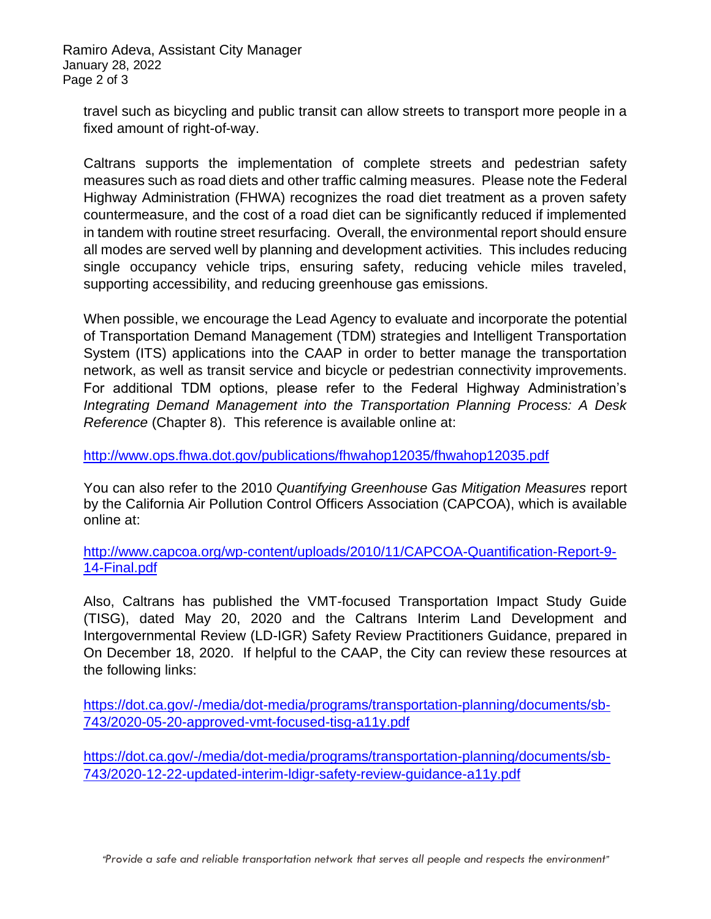travel such as bicycling and public transit can allow streets to transport more people in a fixed amount of right-of-way.

Caltrans supports the implementation of complete streets and pedestrian safety measures such as road diets and other traffic calming measures. Please note the Federal Highway Administration (FHWA) recognizes the road diet treatment as a proven safety countermeasure, and the cost of a road diet can be significantly reduced if implemented in tandem with routine street resurfacing. Overall, the environmental report should ensure all modes are served well by planning and development activities. This includes reducing single occupancy vehicle trips, ensuring safety, reducing vehicle miles traveled, supporting accessibility, and reducing greenhouse gas emissions.

When possible, we encourage the Lead Agency to evaluate and incorporate the potential of Transportation Demand Management (TDM) strategies and Intelligent Transportation System (ITS) applications into the CAAP in order to better manage the transportation network, as well as transit service and bicycle or pedestrian connectivity improvements. For additional TDM options, please refer to the Federal Highway Administration's *Integrating Demand Management into the Transportation Planning Process: A Desk Reference* (Chapter 8). This reference is available online at:

http://www.ops.fhwa.dot.gov/publications/fhwahop12035/fhwahop12035.pdf

You can also refer to the 2010 *Quantifying Greenhouse Gas Mitigation Measures* report by the California Air Pollution Control Officers Association (CAPCOA), which is available online at:

http://www.capcoa.org/wp-content/uploads/2010/11/CAPCOA-Quantification-Report-9-14-Final.pdf

Also, Caltrans has published the VMT-focused Transportation Impact Study Guide (TISG), dated May 20, 2020 and the Caltrans Interim Land Development and Intergovernmental Review (LD-IGR) Safety Review Practitioners Guidance, prepared in On December 18, 2020. If helpful to the CAAP, the City can review these resources at the following links:

https://dot.ca.gov/-/media/dot-media/programs/transportation-planning/documents/sb-743/2020-05-20-approved-vmt-focused-tisg-a11y.pdf

https://dot.ca.gov/-/media/dot-media/programs/transportation-planning/documents/sb-743/2020-12-22-updated-interim-ldigr-safety-review-guidance-a11y.pdf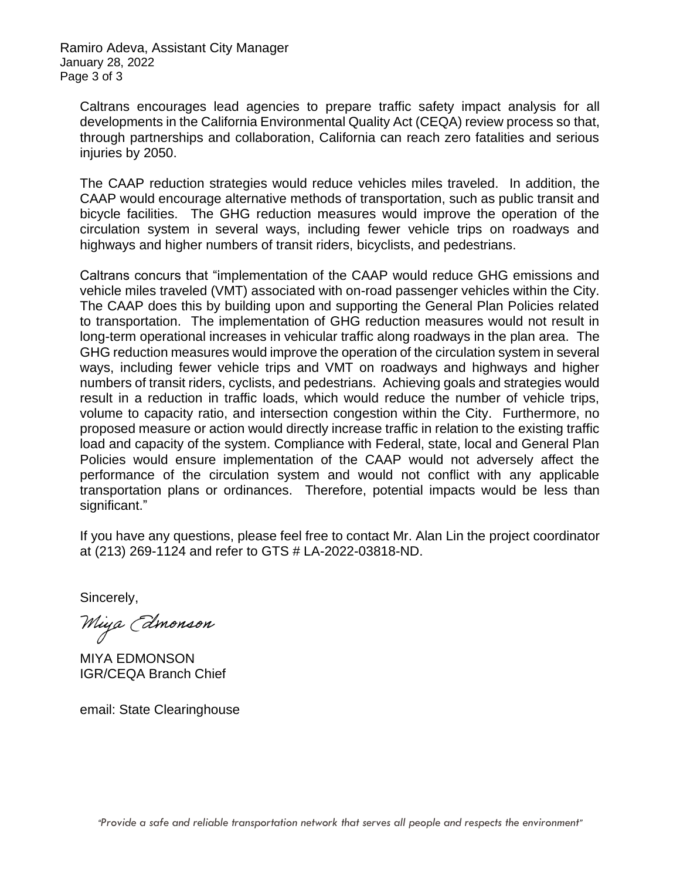Caltrans encourages lead agencies to prepare traffic safety impact analysis for all developments in the California Environmental Quality Act (CEQA) review process so that, through partnerships and collaboration, California can reach zero fatalities and serious injuries by 2050.

The CAAP reduction strategies would reduce vehicles miles traveled. In addition, the CAAP would encourage alternative methods of transportation, such as public transit and bicycle facilities. The GHG reduction measures would improve the operation of the circulation system in several ways, including fewer vehicle trips on roadways and highways and higher numbers of transit riders, bicyclists, and pedestrians.

Caltrans concurs that "implementation of the CAAP would reduce GHG emissions and vehicle miles traveled (VMT) associated with on-road passenger vehicles within the City. The CAAP does this by building upon and supporting the General Plan Policies related to transportation. The implementation of GHG reduction measures would not result in long-term operational increases in vehicular traffic along roadways in the plan area. The GHG reduction measures would improve the operation of the circulation system in several ways, including fewer vehicle trips and VMT on roadways and highways and higher numbers of transit riders, cyclists, and pedestrians. Achieving goals and strategies would result in a reduction in traffic loads, which would reduce the number of vehicle trips, volume to capacity ratio, and intersection congestion within the City. Furthermore, no proposed measure or action would directly increase traffic in relation to the existing traffic load and capacity of the system. Compliance with Federal, state, local and General Plan Policies would ensure implementation of the CAAP would not adversely affect the performance of the circulation system and would not conflict with any applicable transportation plans or ordinances. Therefore, potential impacts would be less than significant."

If you have any questions, please feel free to contact Mr. Alan Lin the project coordinator at (213) 269-1124 and refer to GTS # LA-2022-03818-ND.

Sincerely,

*Miya Edmonson*

MIYA EDMONSON
IGR/CEQA Branch Chief

email: State Clearinghouse

*"Provide a safe and reliable transportation network that serves all people and respects the environment"*